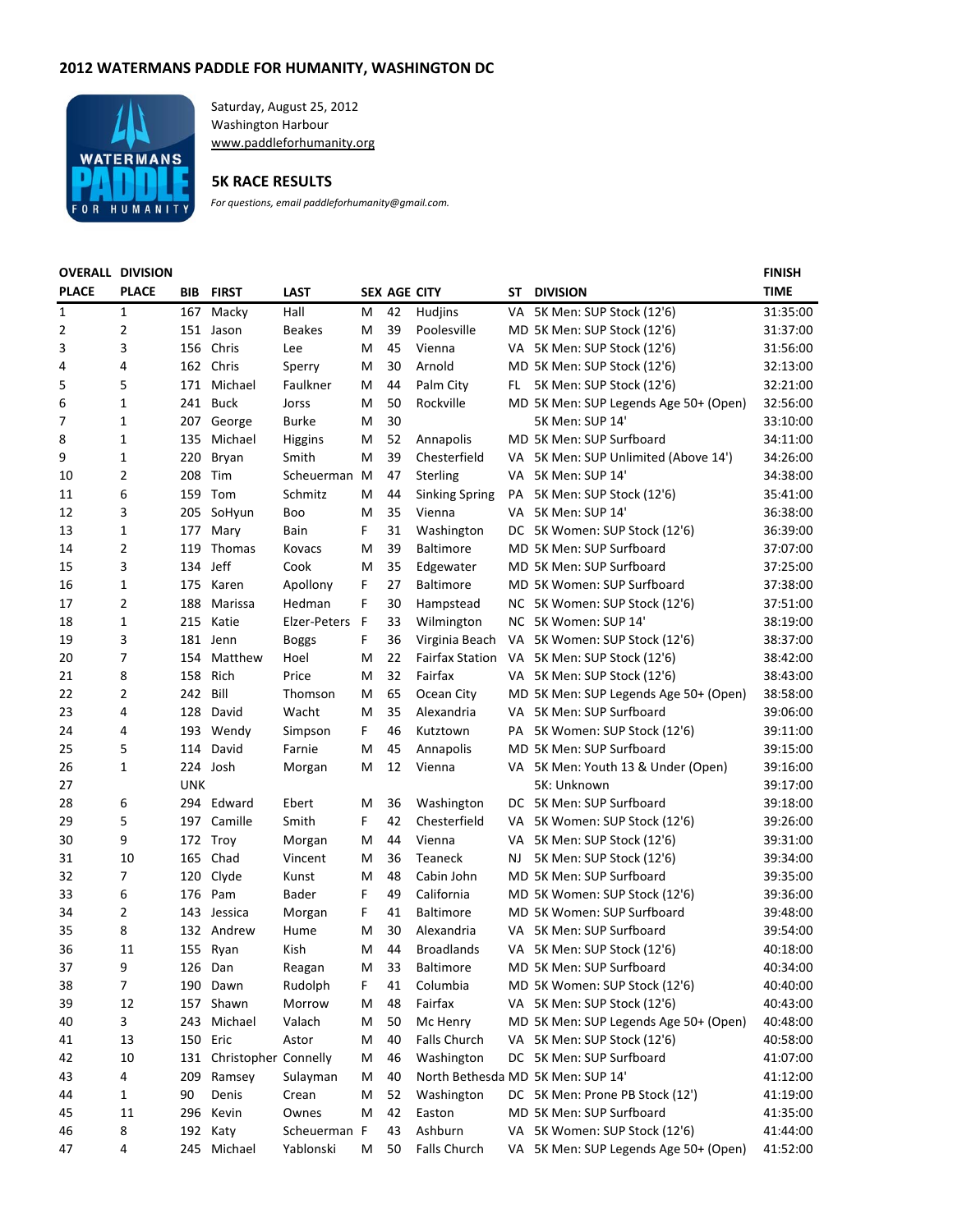## 2012 WATERMANS PADDLE FOR HUMANITY, WASHINGTON DC

Saturday, August 25, 2012
Washington Harbour
www.paddleforhumanity.org

### 5K RACE RESULTS

*For questions, email paddleforhumanity@gmail.com.*

| OVERALL PLACE | DIVISION PLACE | BIB | FIRST | LAST | SEX | AGE | CITY | ST | DIVISION | FINISH TIME |
|---|---|---|---|---|---|---|---|---|---|---|
| 1 | 1 | 167 | Macky | Hall | M | 42 | Hudjins | VA | 5K Men: SUP Stock (12'6) | 31:35:00 |
| 2 | 2 | 151 | Jason | Beakes | M | 39 | Poolesville | MD | 5K Men: SUP Stock (12'6) | 31:37:00 |
| 3 | 3 | 156 | Chris | Lee | M | 45 | Vienna | VA | 5K Men: SUP Stock (12'6) | 31:56:00 |
| 4 | 4 | 162 | Chris | Sperry | M | 30 | Arnold | MD | 5K Men: SUP Stock (12'6) | 32:13:00 |
| 5 | 5 | 171 | Michael | Faulkner | M | 44 | Palm City | FL | 5K Men: SUP Stock (12'6) | 32:21:00 |
| 6 | 1 | 241 | Buck | Jorss | M | 50 | Rockville | MD | 5K Men: SUP Legends Age 50+ (Open) | 32:56:00 |
| 7 | 1 | 207 | George | Burke | M | 30 | | | 5K Men: SUP 14' | 33:10:00 |
| 8 | 1 | 135 | Michael | Higgins | M | 52 | Annapolis | MD | 5K Men: SUP Surfboard | 34:11:00 |
| 9 | 1 | 220 | Bryan | Smith | M | 39 | Chesterfield | VA | 5K Men: SUP Unlimited (Above 14') | 34:26:00 |
| 10 | 2 | 208 | Tim | Scheuerman | M | 47 | Sterling | VA | 5K Men: SUP 14' | 34:38:00 |
| 11 | 6 | 159 | Tom | Schmitz | M | 44 | Sinking Spring | PA | 5K Men: SUP Stock (12'6) | 35:41:00 |
| 12 | 3 | 205 | SoHyun | Boo | M | 35 | Vienna | VA | 5K Men: SUP 14' | 36:38:00 |
| 13 | 1 | 177 | Mary | Bain | F | 31 | Washington | DC | 5K Women: SUP Stock (12'6) | 36:39:00 |
| 14 | 2 | 119 | Thomas | Kovacs | M | 39 | Baltimore | MD | 5K Men: SUP Surfboard | 37:07:00 |
| 15 | 3 | 134 | Jeff | Cook | M | 35 | Edgewater | MD | 5K Men: SUP Surfboard | 37:25:00 |
| 16 | 1 | 175 | Karen | Apollony | F | 27 | Baltimore | MD | 5K Women: SUP Surfboard | 37:38:00 |
| 17 | 2 | 188 | Marissa | Hedman | F | 30 | Hampstead | NC | 5K Women: SUP Stock (12'6) | 37:51:00 |
| 18 | 1 | 215 | Katie | Elzer-Peters | F | 33 | Wilmington | NC | 5K Women: SUP 14' | 38:19:00 |
| 19 | 3 | 181 | Jenn | Boggs | F | 36 | Virginia Beach | VA | 5K Women: SUP Stock (12'6) | 38:37:00 |
| 20 | 7 | 154 | Matthew | Hoel | M | 22 | Fairfax Station | VA | 5K Men: SUP Stock (12'6) | 38:42:00 |
| 21 | 8 | 158 | Rich | Price | M | 32 | Fairfax | VA | 5K Men: SUP Stock (12'6) | 38:43:00 |
| 22 | 2 | 242 | Bill | Thomson | M | 65 | Ocean City | MD | 5K Men: SUP Legends Age 50+ (Open) | 38:58:00 |
| 23 | 4 | 128 | David | Wacht | M | 35 | Alexandria | VA | 5K Men: SUP Surfboard | 39:06:00 |
| 24 | 4 | 193 | Wendy | Simpson | F | 46 | Kutztown | PA | 5K Women: SUP Stock (12'6) | 39:11:00 |
| 25 | 5 | 114 | David | Farnie | M | 45 | Annapolis | MD | 5K Men: SUP Surfboard | 39:15:00 |
| 26 | 1 | 224 | Josh | Morgan | M | 12 | Vienna | VA | 5K Men: Youth 13 & Under (Open) | 39:16:00 |
| 27 | | UNK | | | | | | | 5K: Unknown | 39:17:00 |
| 28 | 6 | 294 | Edward | Ebert | M | 36 | Washington | DC | 5K Men: SUP Surfboard | 39:18:00 |
| 29 | 5 | 197 | Camille | Smith | F | 42 | Chesterfield | VA | 5K Women: SUP Stock (12'6) | 39:26:00 |
| 30 | 9 | 172 | Troy | Morgan | M | 44 | Vienna | VA | 5K Men: SUP Stock (12'6) | 39:31:00 |
| 31 | 10 | 165 | Chad | Vincent | M | 36 | Teaneck | NJ | 5K Men: SUP Stock (12'6) | 39:34:00 |
| 32 | 7 | 120 | Clyde | Kunst | M | 48 | Cabin John | MD | 5K Men: SUP Surfboard | 39:35:00 |
| 33 | 6 | 176 | Pam | Bader | F | 49 | California | MD | 5K Women: SUP Stock (12'6) | 39:36:00 |
| 34 | 2 | 143 | Jessica | Morgan | F | 41 | Baltimore | MD | 5K Women: SUP Surfboard | 39:48:00 |
| 35 | 8 | 132 | Andrew | Hume | M | 30 | Alexandria | VA | 5K Men: SUP Surfboard | 39:54:00 |
| 36 | 11 | 155 | Ryan | Kish | M | 44 | Broadlands | VA | 5K Men: SUP Stock (12'6) | 40:18:00 |
| 37 | 9 | 126 | Dan | Reagan | M | 33 | Baltimore | MD | 5K Men: SUP Surfboard | 40:34:00 |
| 38 | 7 | 190 | Dawn | Rudolph | F | 41 | Columbia | MD | 5K Women: SUP Stock (12'6) | 40:40:00 |
| 39 | 12 | 157 | Shawn | Morrow | M | 48 | Fairfax | VA | 5K Men: SUP Stock (12'6) | 40:43:00 |
| 40 | 3 | 243 | Michael | Valach | M | 50 | Mc Henry | MD | 5K Men: SUP Legends Age 50+ (Open) | 40:48:00 |
| 41 | 13 | 150 | Eric | Astor | M | 40 | Falls Church | VA | 5K Men: SUP Stock (12'6) | 40:58:00 |
| 42 | 10 | 131 | Christopher | Connelly | M | 46 | Washington | DC | 5K Men: SUP Surfboard | 41:07:00 |
| 43 | 4 | 209 | Ramsey | Sulayman | M | 40 | North Bethesda | MD | 5K Men: SUP 14' | 41:12:00 |
| 44 | 1 | 90 | Denis | Crean | M | 52 | Washington | DC | 5K Men: Prone PB Stock (12') | 41:19:00 |
| 45 | 11 | 296 | Kevin | Ownes | M | 42 | Easton | MD | 5K Men: SUP Surfboard | 41:35:00 |
| 46 | 8 | 192 | Katy | Scheuerman | F | 43 | Ashburn | VA | 5K Women: SUP Stock (12'6) | 41:44:00 |
| 47 | 4 | 245 | Michael | Yablonski | M | 50 | Falls Church | VA | 5K Men: SUP Legends Age 50+ (Open) | 41:52:00 |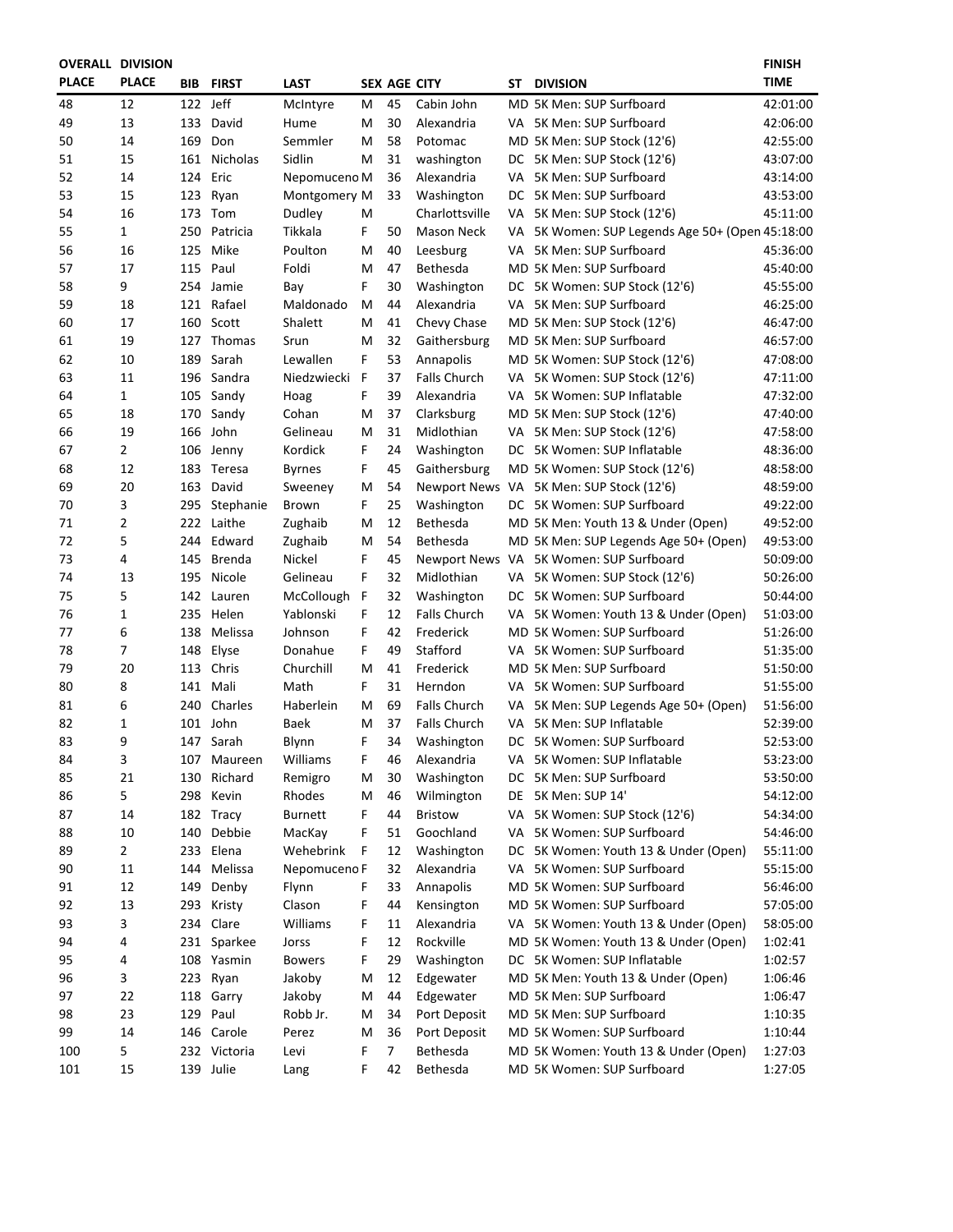| OVERALL PLACE | DIVISION PLACE | BIB | FIRST | LAST | SEX | AGE | CITY | ST | DIVISION | FINISH TIME |
|---|---|---|---|---|---|---|---|---|---|---|
| 48 | 12 | 122 | Jeff | McIntyre | M | 45 | Cabin John | MD | 5K Men: SUP Surfboard | 42:01:00 |
| 49 | 13 | 133 | David | Hume | M | 30 | Alexandria | VA | 5K Men: SUP Surfboard | 42:06:00 |
| 50 | 14 | 169 | Don | Semmler | M | 58 | Potomac | MD | 5K Men: SUP Stock (12'6) | 42:55:00 |
| 51 | 15 | 161 | Nicholas | Sidlin | M | 31 | washington | DC | 5K Men: SUP Stock (12'6) | 43:07:00 |
| 52 | 14 | 124 | Eric | Nepomuceno | M | 36 | Alexandria | VA | 5K Men: SUP Surfboard | 43:14:00 |
| 53 | 15 | 123 | Ryan | Montgomery | M | 33 | Washington | DC | 5K Men: SUP Surfboard | 43:53:00 |
| 54 | 16 | 173 | Tom | Dudley | M | | Charlottsville | VA | 5K Men: SUP Stock (12'6) | 45:11:00 |
| 55 | 1 | 250 | Patricia | Tikkala | F | 50 | Mason Neck | VA | 5K Women: SUP Legends Age 50+ (Open | 45:18:00 |
| 56 | 16 | 125 | Mike | Poulton | M | 40 | Leesburg | VA | 5K Men: SUP Surfboard | 45:36:00 |
| 57 | 17 | 115 | Paul | Foldi | M | 47 | Bethesda | MD | 5K Men: SUP Surfboard | 45:40:00 |
| 58 | 9 | 254 | Jamie | Bay | F | 30 | Washington | DC | 5K Women: SUP Stock (12'6) | 45:55:00 |
| 59 | 18 | 121 | Rafael | Maldonado | M | 44 | Alexandria | VA | 5K Men: SUP Surfboard | 46:25:00 |
| 60 | 17 | 160 | Scott | Shalett | M | 41 | Chevy Chase | MD | 5K Men: SUP Stock (12'6) | 46:47:00 |
| 61 | 19 | 127 | Thomas | Srun | M | 32 | Gaithersburg | MD | 5K Men: SUP Surfboard | 46:57:00 |
| 62 | 10 | 189 | Sarah | Lewallen | F | 53 | Annapolis | MD | 5K Women: SUP Stock (12'6) | 47:08:00 |
| 63 | 11 | 196 | Sandra | Niedzwiecki | F | 37 | Falls Church | VA | 5K Women: SUP Stock (12'6) | 47:11:00 |
| 64 | 1 | 105 | Sandy | Hoag | F | 39 | Alexandria | VA | 5K Women: SUP Inflatable | 47:32:00 |
| 65 | 18 | 170 | Sandy | Cohan | M | 37 | Clarksburg | MD | 5K Men: SUP Stock (12'6) | 47:40:00 |
| 66 | 19 | 166 | John | Gelineau | M | 31 | Midlothian | VA | 5K Men: SUP Stock (12'6) | 47:58:00 |
| 67 | 2 | 106 | Jenny | Kordick | F | 24 | Washington | DC | 5K Women: SUP Inflatable | 48:36:00 |
| 68 | 12 | 183 | Teresa | Byrnes | F | 45 | Gaithersburg | MD | 5K Women: SUP Stock (12'6) | 48:58:00 |
| 69 | 20 | 163 | David | Sweeney | M | 54 | Newport News | VA | 5K Men: SUP Stock (12'6) | 48:59:00 |
| 70 | 3 | 295 | Stephanie | Brown | F | 25 | Washington | DC | 5K Women: SUP Surfboard | 49:22:00 |
| 71 | 2 | 222 | Laithe | Zughaib | M | 12 | Bethesda | MD | 5K Men: Youth 13 & Under (Open) | 49:52:00 |
| 72 | 5 | 244 | Edward | Zughaib | M | 54 | Bethesda | MD | 5K Men: SUP Legends Age 50+ (Open) | 49:53:00 |
| 73 | 4 | 145 | Brenda | Nickel | F | 45 | Newport News | VA | 5K Women: SUP Surfboard | 50:09:00 |
| 74 | 13 | 195 | Nicole | Gelineau | F | 32 | Midlothian | VA | 5K Women: SUP Stock (12'6) | 50:26:00 |
| 75 | 5 | 142 | Lauren | McCollough | F | 32 | Washington | DC | 5K Women: SUP Surfboard | 50:44:00 |
| 76 | 1 | 235 | Helen | Yablonski | F | 12 | Falls Church | VA | 5K Women: Youth 13 & Under (Open) | 51:03:00 |
| 77 | 6 | 138 | Melissa | Johnson | F | 42 | Frederick | MD | 5K Women: SUP Surfboard | 51:26:00 |
| 78 | 7 | 148 | Elyse | Donahue | F | 49 | Stafford | VA | 5K Women: SUP Surfboard | 51:35:00 |
| 79 | 20 | 113 | Chris | Churchill | M | 41 | Frederick | MD | 5K Men: SUP Surfboard | 51:50:00 |
| 80 | 8 | 141 | Mali | Math | F | 31 | Herndon | VA | 5K Women: SUP Surfboard | 51:55:00 |
| 81 | 6 | 240 | Charles | Haberlein | M | 69 | Falls Church | VA | 5K Men: SUP Legends Age 50+ (Open) | 51:56:00 |
| 82 | 1 | 101 | John | Baek | M | 37 | Falls Church | VA | 5K Men: SUP Inflatable | 52:39:00 |
| 83 | 9 | 147 | Sarah | Blynn | F | 34 | Washington | DC | 5K Women: SUP Surfboard | 52:53:00 |
| 84 | 3 | 107 | Maureen | Williams | F | 46 | Alexandria | VA | 5K Women: SUP Inflatable | 53:23:00 |
| 85 | 21 | 130 | Richard | Remigro | M | 30 | Washington | DC | 5K Men: SUP Surfboard | 53:50:00 |
| 86 | 5 | 298 | Kevin | Rhodes | M | 46 | Wilmington | DE | 5K Men: SUP 14' | 54:12:00 |
| 87 | 14 | 182 | Tracy | Burnett | F | 44 | Bristow | VA | 5K Women: SUP Stock (12'6) | 54:34:00 |
| 88 | 10 | 140 | Debbie | MacKay | F | 51 | Goochland | VA | 5K Women: SUP Surfboard | 54:46:00 |
| 89 | 2 | 233 | Elena | Wehebrink | F | 12 | Washington | DC | 5K Women: Youth 13 & Under (Open) | 55:11:00 |
| 90 | 11 | 144 | Melissa | Nepomuceno | F | 32 | Alexandria | VA | 5K Women: SUP Surfboard | 55:15:00 |
| 91 | 12 | 149 | Denby | Flynn | F | 33 | Annapolis | MD | 5K Women: SUP Surfboard | 56:46:00 |
| 92 | 13 | 293 | Kristy | Clason | F | 44 | Kensington | MD | 5K Women: SUP Surfboard | 57:05:00 |
| 93 | 3 | 234 | Clare | Williams | F | 11 | Alexandria | VA | 5K Women: Youth 13 & Under (Open) | 58:05:00 |
| 94 | 4 | 231 | Sparkee | Jorss | F | 12 | Rockville | MD | 5K Women: Youth 13 & Under (Open) | 1:02:41 |
| 95 | 4 | 108 | Yasmin | Bowers | F | 29 | Washington | DC | 5K Women: SUP Inflatable | 1:02:57 |
| 96 | 3 | 223 | Ryan | Jakoby | M | 12 | Edgewater | MD | 5K Men: Youth 13 & Under (Open) | 1:06:46 |
| 97 | 22 | 118 | Garry | Jakoby | M | 44 | Edgewater | MD | 5K Men: SUP Surfboard | 1:06:47 |
| 98 | 23 | 129 | Paul | Robb Jr. | M | 34 | Port Deposit | MD | 5K Men: SUP Surfboard | 1:10:35 |
| 99 | 14 | 146 | Carole | Perez | M | 36 | Port Deposit | MD | 5K Women: SUP Surfboard | 1:10:44 |
| 100 | 5 | 232 | Victoria | Levi | F | 7 | Bethesda | MD | 5K Women: Youth 13 & Under (Open) | 1:27:03 |
| 101 | 15 | 139 | Julie | Lang | F | 42 | Bethesda | MD | 5K Women: SUP Surfboard | 1:27:05 |